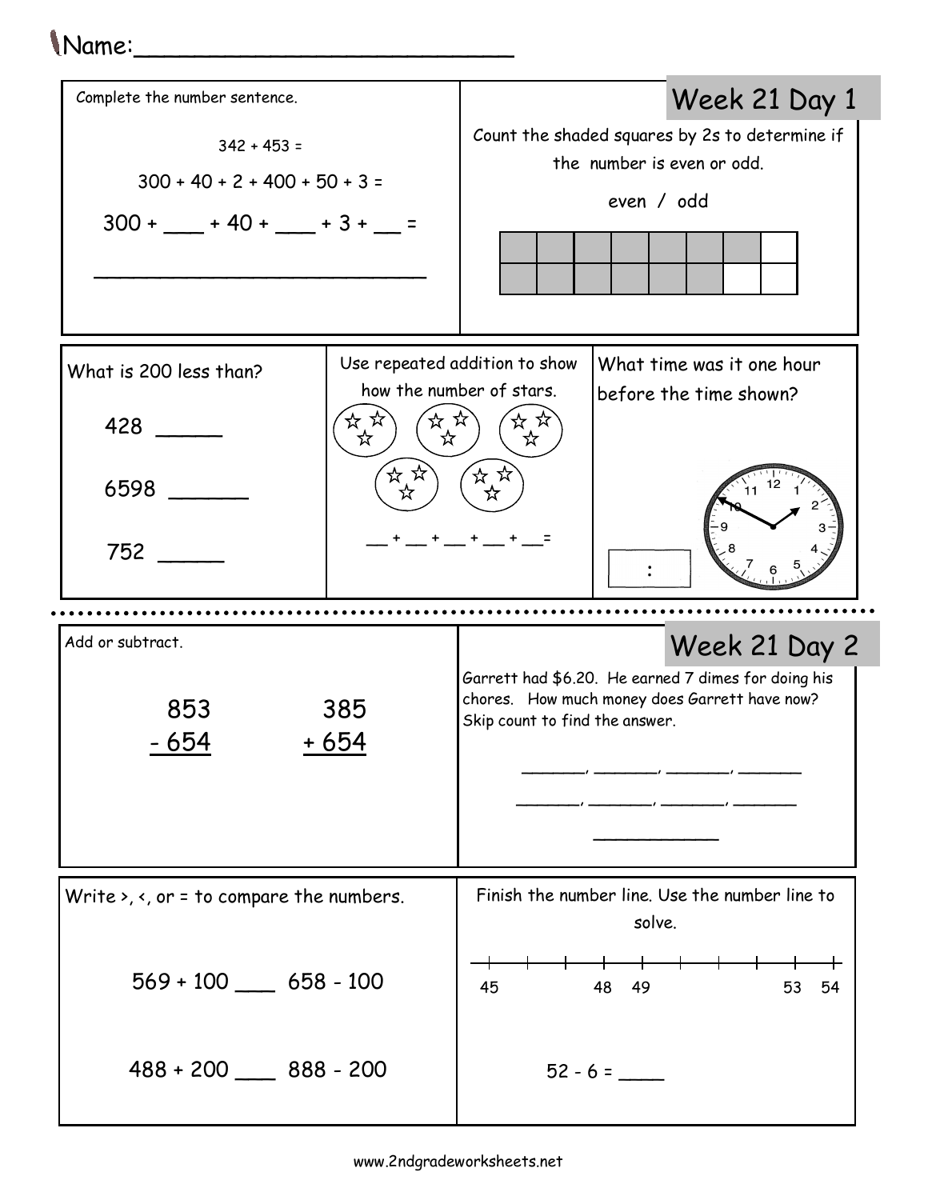Name:_________________________

## Week 21 Day 1

Complete the number sentence.

342 + 453 =

300 + 40 + 2 + 400 + 50 + 3 =

300 + ____ + 40 + ____ + 3 + __ =

_____________________________

Count the shaded squares by 2s to determine if the number is even or odd.

even / odd

What is 200 less than?

428 _____

6598 ______

752 _____

Use repeated addition to show how the number of stars.

__ + __ + __ + __ + __=

What time was it one hour before the time shown?

:

## Week 21 Day 2

Add or subtract.

```
  853      385
- 654    + 654
```

Garrett had $6.20. He earned 7 dimes for doing his chores. How much money does Garrett have now? Skip count to find the answer.

_______, _______, _______, _______

_______, _______, _______, _______

____________

Write >, <, or = to compare the numbers.

569 + 100 ___ 658 - 100

488 + 200 ___ 888 - 200

Finish the number line. Use the number line to solve.

45 48 49 53 54

52 - 6 = ____

www.2ndgradeworksheets.net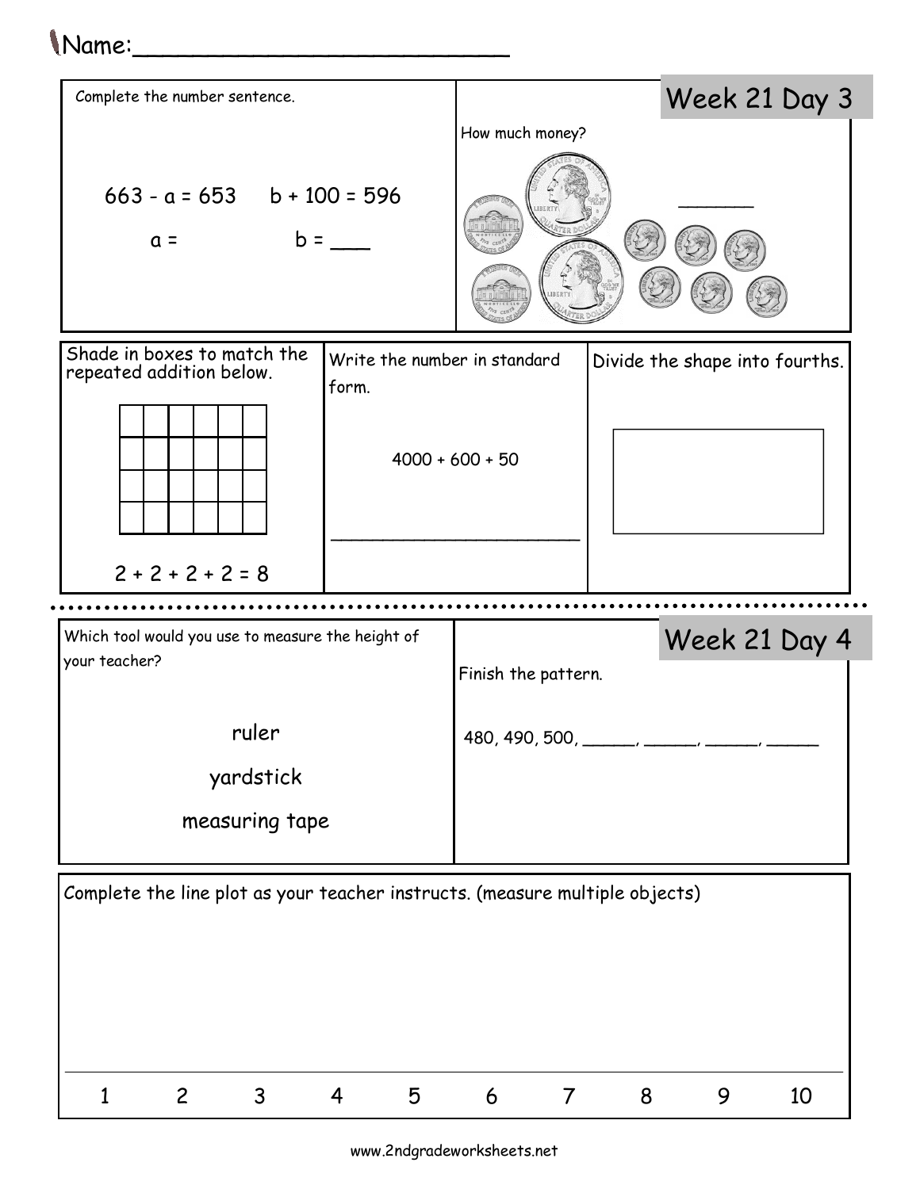Name:___________________________

## Week 21 Day 3

Complete the number sentence.

$663 - a = 653$ $b + 100 = 596$

$a =$ $b =$ ___

How much money?

_______

Shade in boxes to match the repeated addition below.

$2 + 2 + 2 + 2 = 8$

Write the number in standard form.

$4000 + 600 + 50$

___________________________

Divide the shape into fourths.

## Week 21 Day 4

Which tool would you use to measure the height of your teacher?

ruler

yardstick

measuring tape

Finish the pattern.

480, 490, 500, ______, ______, ______, ______

Complete the line plot as your teacher instructs. (measure multiple objects)

1 2 3 4 5 6 7 8 9 10

www.2ndgradeworksheets.net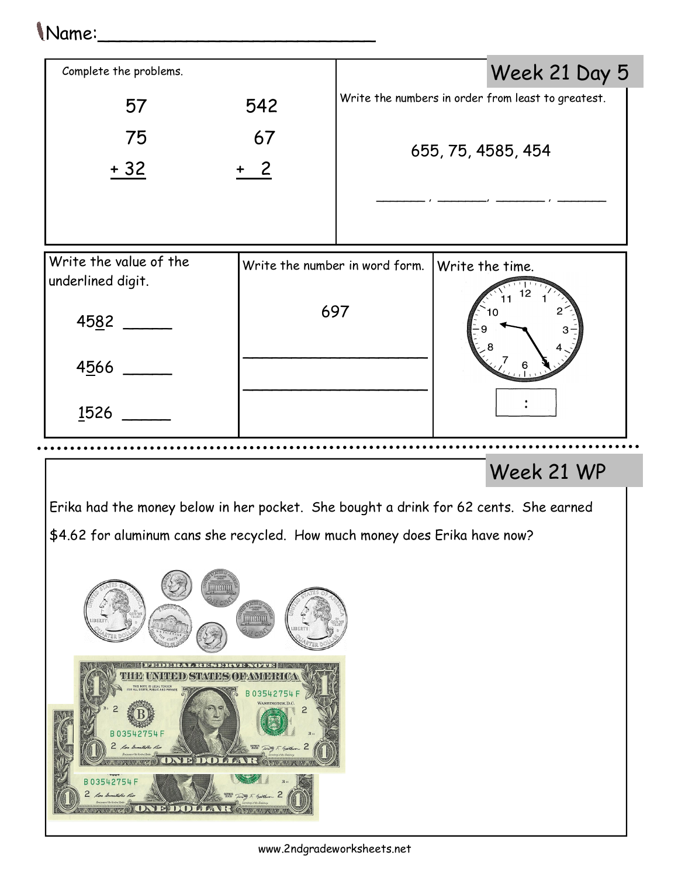Name:_________________________

## Week 21 Day 5

Complete the problems.

$$\begin{array}{r} 57 \\ 75 \\ +\ 32 \\ \hline \end{array} \qquad \begin{array}{r} 542 \\ 67 \\ +\ 2 \\ \hline \end{array}$$

Write the numbers in order from least to greatest.

655, 75, 4585, 454

_______ , _______, _______ , _______

Write the value of the underlined digit.

45<u>8</u>2 _____

4<u>5</u>66 _____

<u>1</u>526 _____

Write the number in word form.

697

______________________

______________________

Write the time.

[ : ]

## Week 21 WP

Erika had the money below in her pocket. She bought a drink for 62 cents. She earned $4.62 for aluminum cans she recycled. How much money does Erika have now?

www.2ndgradeworksheets.net